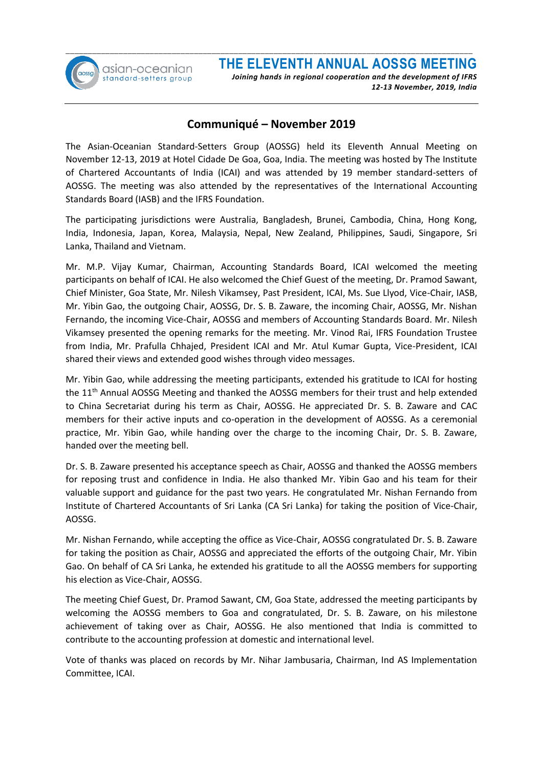asian-oceanian standard-setters group

# THE ELEVENTH ANNUAL AOSSG MEETING

***Joining hands in regional cooperation and the development of IFRS***
***12-13 November, 2019, India***

## Communiqué – November 2019

The Asian-Oceanian Standard-Setters Group (AOSSG) held its Eleventh Annual Meeting on November 12-13, 2019 at Hotel Cidade De Goa, Goa, India. The meeting was hosted by The Institute of Chartered Accountants of India (ICAI) and was attended by 19 member standard-setters of AOSSG. The meeting was also attended by the representatives of the International Accounting Standards Board (IASB) and the IFRS Foundation.

The participating jurisdictions were Australia, Bangladesh, Brunei, Cambodia, China, Hong Kong, India, Indonesia, Japan, Korea, Malaysia, Nepal, New Zealand, Philippines, Saudi, Singapore, Sri Lanka, Thailand and Vietnam.

Mr. M.P. Vijay Kumar, Chairman, Accounting Standards Board, ICAI welcomed the meeting participants on behalf of ICAI. He also welcomed the Chief Guest of the meeting, Dr. Pramod Sawant, Chief Minister, Goa State, Mr. Nilesh Vikamsey, Past President, ICAI, Ms. Sue Llyod, Vice-Chair, IASB, Mr. Yibin Gao, the outgoing Chair, AOSSG, Dr. S. B. Zaware, the incoming Chair, AOSSG, Mr. Nishan Fernando, the incoming Vice-Chair, AOSSG and members of Accounting Standards Board. Mr. Nilesh Vikamsey presented the opening remarks for the meeting. Mr. Vinod Rai, IFRS Foundation Trustee from India, Mr. Prafulla Chhajed, President ICAI and Mr. Atul Kumar Gupta, Vice-President, ICAI shared their views and extended good wishes through video messages.

Mr. Yibin Gao, while addressing the meeting participants, extended his gratitude to ICAI for hosting the 11th Annual AOSSG Meeting and thanked the AOSSG members for their trust and help extended to China Secretariat during his term as Chair, AOSSG. He appreciated Dr. S. B. Zaware and CAC members for their active inputs and co-operation in the development of AOSSG. As a ceremonial practice, Mr. Yibin Gao, while handing over the charge to the incoming Chair, Dr. S. B. Zaware, handed over the meeting bell.

Dr. S. B. Zaware presented his acceptance speech as Chair, AOSSG and thanked the AOSSG members for reposing trust and confidence in India. He also thanked Mr. Yibin Gao and his team for their valuable support and guidance for the past two years. He congratulated Mr. Nishan Fernando from Institute of Chartered Accountants of Sri Lanka (CA Sri Lanka) for taking the position of Vice-Chair, AOSSG.

Mr. Nishan Fernando, while accepting the office as Vice-Chair, AOSSG congratulated Dr. S. B. Zaware for taking the position as Chair, AOSSG and appreciated the efforts of the outgoing Chair, Mr. Yibin Gao. On behalf of CA Sri Lanka, he extended his gratitude to all the AOSSG members for supporting his election as Vice-Chair, AOSSG.

The meeting Chief Guest, Dr. Pramod Sawant, CM, Goa State, addressed the meeting participants by welcoming the AOSSG members to Goa and congratulated, Dr. S. B. Zaware, on his milestone achievement of taking over as Chair, AOSSG. He also mentioned that India is committed to contribute to the accounting profession at domestic and international level.

Vote of thanks was placed on records by Mr. Nihar Jambusaria, Chairman, Ind AS Implementation Committee, ICAI.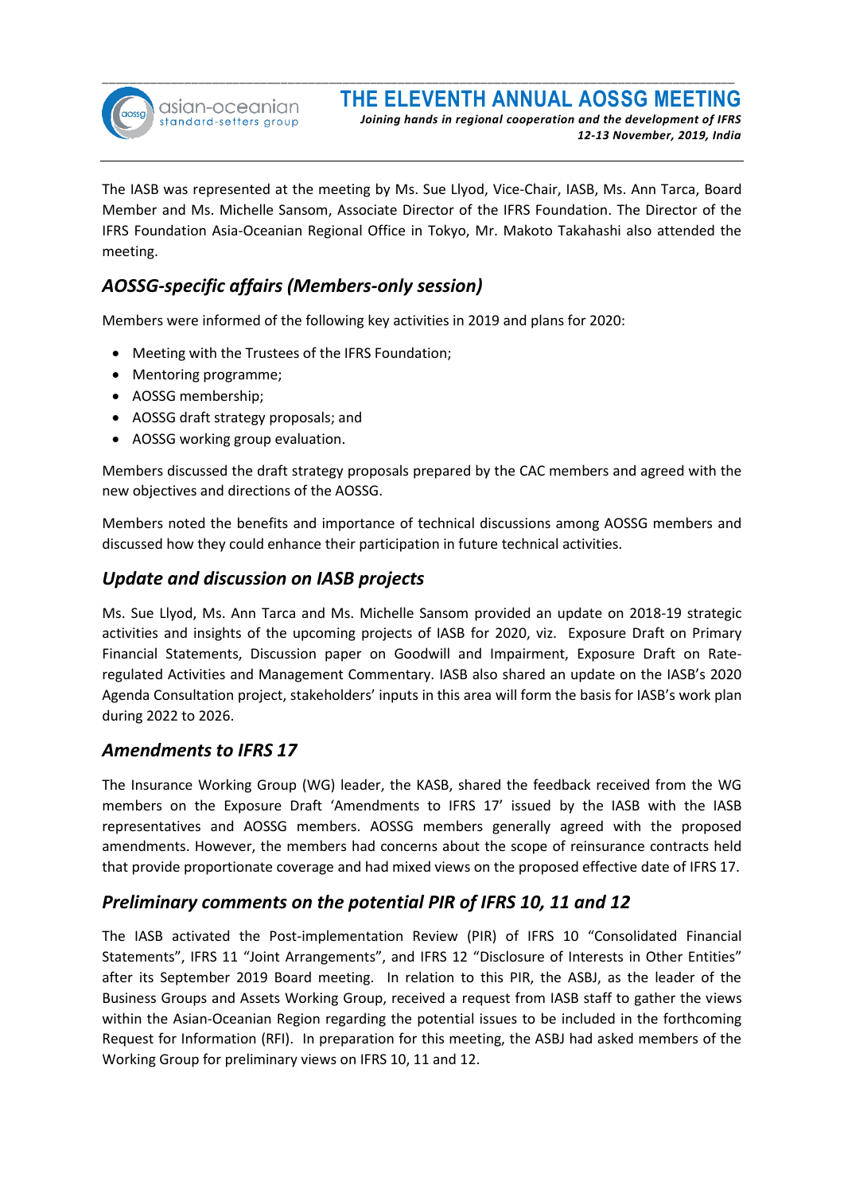The IASB was represented at the meeting by Ms. Sue Llyod, Vice-Chair, IASB, Ms. Ann Tarca, Board Member and Ms. Michelle Sansom, Associate Director of the IFRS Foundation. The Director of the IFRS Foundation Asia-Oceanian Regional Office in Tokyo, Mr. Makoto Takahashi also attended the meeting.

## *AOSSG-specific affairs (Members-only session)*

Members were informed of the following key activities in 2019 and plans for 2020:

- Meeting with the Trustees of the IFRS Foundation;
- Mentoring programme;
- AOSSG membership;
- AOSSG draft strategy proposals; and
- AOSSG working group evaluation.

Members discussed the draft strategy proposals prepared by the CAC members and agreed with the new objectives and directions of the AOSSG.

Members noted the benefits and importance of technical discussions among AOSSG members and discussed how they could enhance their participation in future technical activities.

## *Update and discussion on IASB projects*

Ms. Sue Llyod, Ms. Ann Tarca and Ms. Michelle Sansom provided an update on 2018-19 strategic activities and insights of the upcoming projects of IASB for 2020, viz. Exposure Draft on Primary Financial Statements, Discussion paper on Goodwill and Impairment, Exposure Draft on Rate-regulated Activities and Management Commentary. IASB also shared an update on the IASB's 2020 Agenda Consultation project, stakeholders' inputs in this area will form the basis for IASB's work plan during 2022 to 2026.

## *Amendments to IFRS 17*

The Insurance Working Group (WG) leader, the KASB, shared the feedback received from the WG members on the Exposure Draft 'Amendments to IFRS 17' issued by the IASB with the IASB representatives and AOSSG members. AOSSG members generally agreed with the proposed amendments. However, the members had concerns about the scope of reinsurance contracts held that provide proportionate coverage and had mixed views on the proposed effective date of IFRS 17.

## *Preliminary comments on the potential PIR of IFRS 10, 11 and 12*

The IASB activated the Post-implementation Review (PIR) of IFRS 10 "Consolidated Financial Statements", IFRS 11 "Joint Arrangements", and IFRS 12 "Disclosure of Interests in Other Entities" after its September 2019 Board meeting. In relation to this PIR, the ASBJ, as the leader of the Business Groups and Assets Working Group, received a request from IASB staff to gather the views within the Asian-Oceanian Region regarding the potential issues to be included in the forthcoming Request for Information (RFI). In preparation for this meeting, the ASBJ had asked members of the Working Group for preliminary views on IFRS 10, 11 and 12.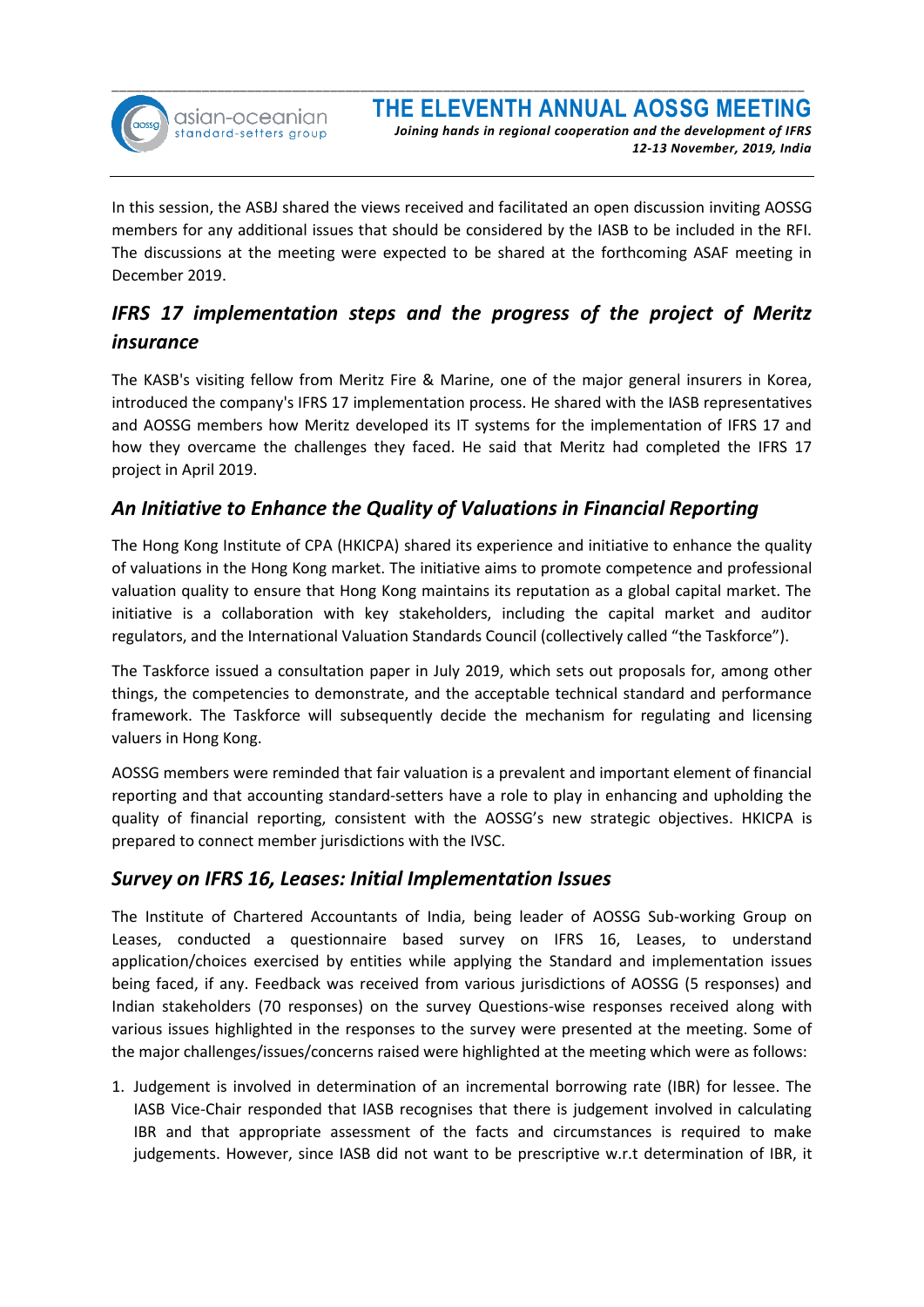In this session, the ASBJ shared the views received and facilitated an open discussion inviting AOSSG members for any additional issues that should be considered by the IASB to be included in the RFI. The discussions at the meeting were expected to be shared at the forthcoming ASAF meeting in December 2019.

## *IFRS 17 implementation steps and the progress of the project of Meritz insurance*

The KASB's visiting fellow from Meritz Fire & Marine, one of the major general insurers in Korea, introduced the company's IFRS 17 implementation process. He shared with the IASB representatives and AOSSG members how Meritz developed its IT systems for the implementation of IFRS 17 and how they overcame the challenges they faced. He said that Meritz had completed the IFRS 17 project in April 2019.

## *An Initiative to Enhance the Quality of Valuations in Financial Reporting*

The Hong Kong Institute of CPA (HKICPA) shared its experience and initiative to enhance the quality of valuations in the Hong Kong market. The initiative aims to promote competence and professional valuation quality to ensure that Hong Kong maintains its reputation as a global capital market. The initiative is a collaboration with key stakeholders, including the capital market and auditor regulators, and the International Valuation Standards Council (collectively called "the Taskforce").

The Taskforce issued a consultation paper in July 2019, which sets out proposals for, among other things, the competencies to demonstrate, and the acceptable technical standard and performance framework. The Taskforce will subsequently decide the mechanism for regulating and licensing valuers in Hong Kong.

AOSSG members were reminded that fair valuation is a prevalent and important element of financial reporting and that accounting standard-setters have a role to play in enhancing and upholding the quality of financial reporting, consistent with the AOSSG's new strategic objectives. HKICPA is prepared to connect member jurisdictions with the IVSC.

## *Survey on IFRS 16, Leases: Initial Implementation Issues*

The Institute of Chartered Accountants of India, being leader of AOSSG Sub-working Group on Leases, conducted a questionnaire based survey on IFRS 16, Leases, to understand application/choices exercised by entities while applying the Standard and implementation issues being faced, if any. Feedback was received from various jurisdictions of AOSSG (5 responses) and Indian stakeholders (70 responses) on the survey Questions-wise responses received along with various issues highlighted in the responses to the survey were presented at the meeting. Some of the major challenges/issues/concerns raised were highlighted at the meeting which were as follows:

1. Judgement is involved in determination of an incremental borrowing rate (IBR) for lessee. The IASB Vice-Chair responded that IASB recognises that there is judgement involved in calculating IBR and that appropriate assessment of the facts and circumstances is required to make judgements. However, since IASB did not want to be prescriptive w.r.t determination of IBR, it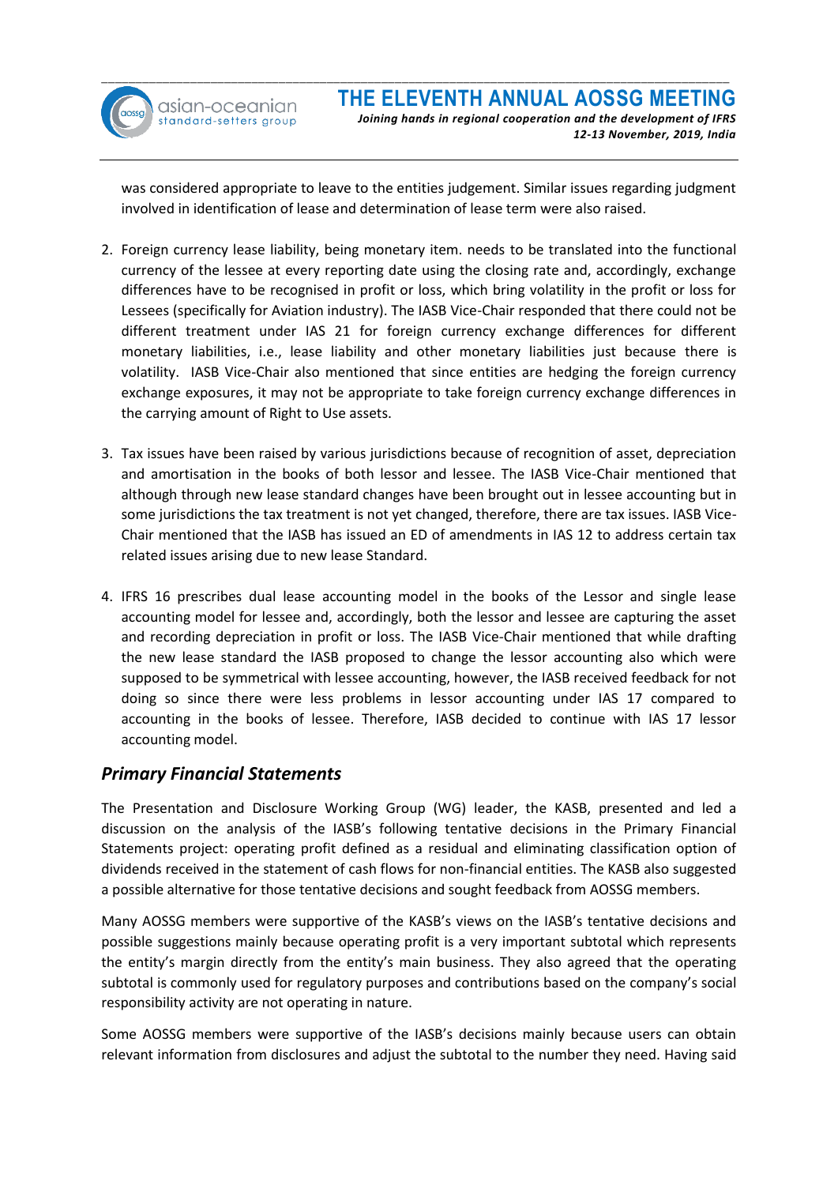was considered appropriate to leave to the entities judgement. Similar issues regarding judgment involved in identification of lease and determination of lease term were also raised.

2. Foreign currency lease liability, being monetary item. needs to be translated into the functional currency of the lessee at every reporting date using the closing rate and, accordingly, exchange differences have to be recognised in profit or loss, which bring volatility in the profit or loss for Lessees (specifically for Aviation industry). The IASB Vice-Chair responded that there could not be different treatment under IAS 21 for foreign currency exchange differences for different monetary liabilities, i.e., lease liability and other monetary liabilities just because there is volatility. IASB Vice-Chair also mentioned that since entities are hedging the foreign currency exchange exposures, it may not be appropriate to take foreign currency exchange differences in the carrying amount of Right to Use assets.

3. Tax issues have been raised by various jurisdictions because of recognition of asset, depreciation and amortisation in the books of both lessor and lessee. The IASB Vice-Chair mentioned that although through new lease standard changes have been brought out in lessee accounting but in some jurisdictions the tax treatment is not yet changed, therefore, there are tax issues. IASB Vice-Chair mentioned that the IASB has issued an ED of amendments in IAS 12 to address certain tax related issues arising due to new lease Standard.

4. IFRS 16 prescribes dual lease accounting model in the books of the Lessor and single lease accounting model for lessee and, accordingly, both the lessor and lessee are capturing the asset and recording depreciation in profit or loss. The IASB Vice-Chair mentioned that while drafting the new lease standard the IASB proposed to change the lessor accounting also which were supposed to be symmetrical with lessee accounting, however, the IASB received feedback for not doing so since there were less problems in lessor accounting under IAS 17 compared to accounting in the books of lessee. Therefore, IASB decided to continue with IAS 17 lessor accounting model.

## *Primary Financial Statements*

The Presentation and Disclosure Working Group (WG) leader, the KASB, presented and led a discussion on the analysis of the IASB's following tentative decisions in the Primary Financial Statements project: operating profit defined as a residual and eliminating classification option of dividends received in the statement of cash flows for non-financial entities. The KASB also suggested a possible alternative for those tentative decisions and sought feedback from AOSSG members.

Many AOSSG members were supportive of the KASB's views on the IASB's tentative decisions and possible suggestions mainly because operating profit is a very important subtotal which represents the entity's margin directly from the entity's main business. They also agreed that the operating subtotal is commonly used for regulatory purposes and contributions based on the company's social responsibility activity are not operating in nature.

Some AOSSG members were supportive of the IASB's decisions mainly because users can obtain relevant information from disclosures and adjust the subtotal to the number they need. Having said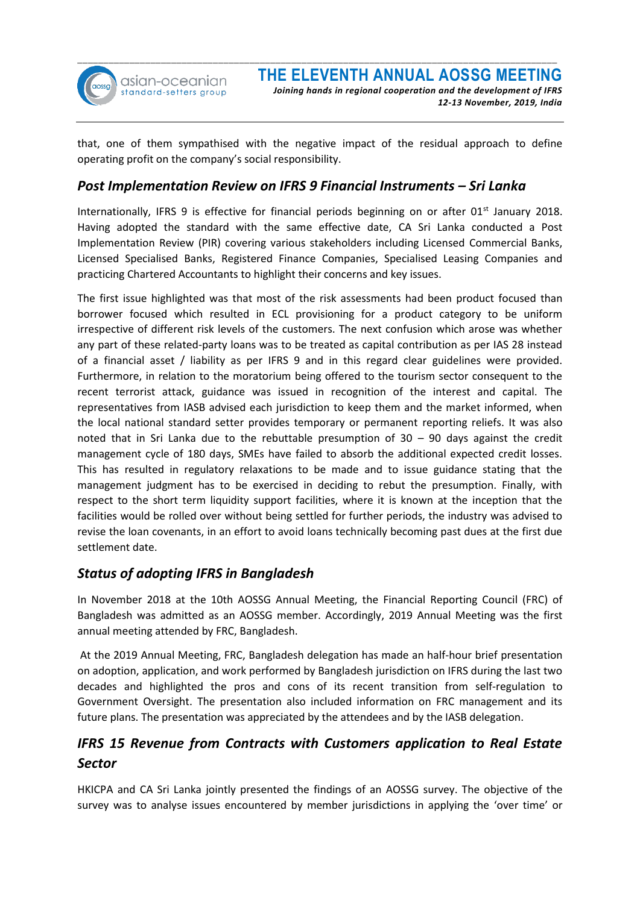that, one of them sympathised with the negative impact of the residual approach to define operating profit on the company's social responsibility.

## *Post Implementation Review on IFRS 9 Financial Instruments – Sri Lanka*

Internationally, IFRS 9 is effective for financial periods beginning on or after 01st January 2018. Having adopted the standard with the same effective date, CA Sri Lanka conducted a Post Implementation Review (PIR) covering various stakeholders including Licensed Commercial Banks, Licensed Specialised Banks, Registered Finance Companies, Specialised Leasing Companies and practicing Chartered Accountants to highlight their concerns and key issues.

The first issue highlighted was that most of the risk assessments had been product focused than borrower focused which resulted in ECL provisioning for a product category to be uniform irrespective of different risk levels of the customers. The next confusion which arose was whether any part of these related-party loans was to be treated as capital contribution as per IAS 28 instead of a financial asset / liability as per IFRS 9 and in this regard clear guidelines were provided. Furthermore, in relation to the moratorium being offered to the tourism sector consequent to the recent terrorist attack, guidance was issued in recognition of the interest and capital. The representatives from IASB advised each jurisdiction to keep them and the market informed, when the local national standard setter provides temporary or permanent reporting reliefs. It was also noted that in Sri Lanka due to the rebuttable presumption of 30 – 90 days against the credit management cycle of 180 days, SMEs have failed to absorb the additional expected credit losses. This has resulted in regulatory relaxations to be made and to issue guidance stating that the management judgment has to be exercised in deciding to rebut the presumption. Finally, with respect to the short term liquidity support facilities, where it is known at the inception that the facilities would be rolled over without being settled for further periods, the industry was advised to revise the loan covenants, in an effort to avoid loans technically becoming past dues at the first due settlement date.

## *Status of adopting IFRS in Bangladesh*

In November 2018 at the 10th AOSSG Annual Meeting, the Financial Reporting Council (FRC) of Bangladesh was admitted as an AOSSG member. Accordingly, 2019 Annual Meeting was the first annual meeting attended by FRC, Bangladesh.

At the 2019 Annual Meeting, FRC, Bangladesh delegation has made an half-hour brief presentation on adoption, application, and work performed by Bangladesh jurisdiction on IFRS during the last two decades and highlighted the pros and cons of its recent transition from self-regulation to Government Oversight. The presentation also included information on FRC management and its future plans. The presentation was appreciated by the attendees and by the IASB delegation.

## *IFRS 15 Revenue from Contracts with Customers application to Real Estate Sector*

HKICPA and CA Sri Lanka jointly presented the findings of an AOSSG survey. The objective of the survey was to analyse issues encountered by member jurisdictions in applying the 'over time' or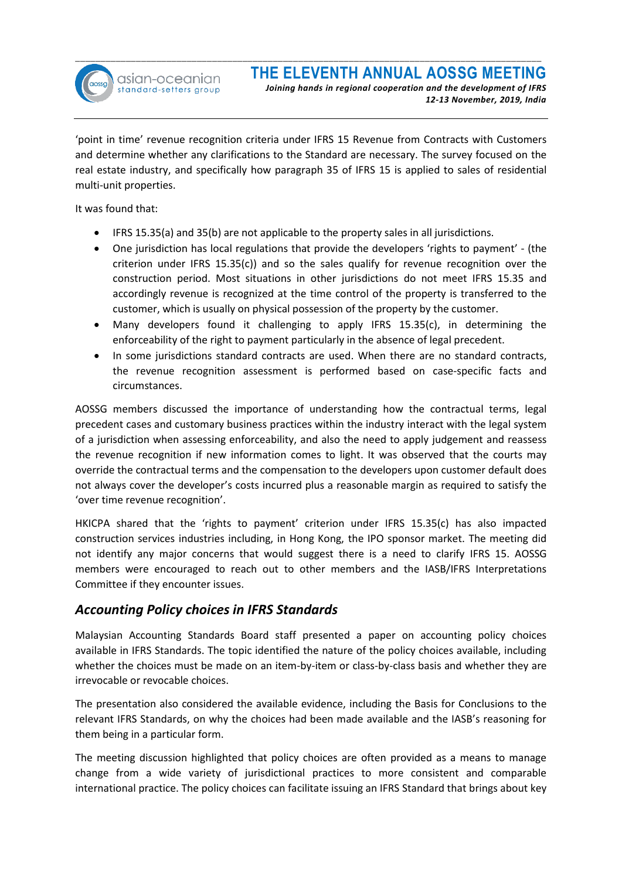'point in time' revenue recognition criteria under IFRS 15 Revenue from Contracts with Customers and determine whether any clarifications to the Standard are necessary. The survey focused on the real estate industry, and specifically how paragraph 35 of IFRS 15 is applied to sales of residential multi-unit properties.

It was found that:

- IFRS 15.35(a) and 35(b) are not applicable to the property sales in all jurisdictions.
- One jurisdiction has local regulations that provide the developers 'rights to payment' - (the criterion under IFRS 15.35(c)) and so the sales qualify for revenue recognition over the construction period. Most situations in other jurisdictions do not meet IFRS 15.35 and accordingly revenue is recognized at the time control of the property is transferred to the customer, which is usually on physical possession of the property by the customer.
- Many developers found it challenging to apply IFRS 15.35(c), in determining the enforceability of the right to payment particularly in the absence of legal precedent.
- In some jurisdictions standard contracts are used. When there are no standard contracts, the revenue recognition assessment is performed based on case-specific facts and circumstances.

AOSSG members discussed the importance of understanding how the contractual terms, legal precedent cases and customary business practices within the industry interact with the legal system of a jurisdiction when assessing enforceability, and also the need to apply judgement and reassess the revenue recognition if new information comes to light. It was observed that the courts may override the contractual terms and the compensation to the developers upon customer default does not always cover the developer's costs incurred plus a reasonable margin as required to satisfy the 'over time revenue recognition'.

HKICPA shared that the 'rights to payment' criterion under IFRS 15.35(c) has also impacted construction services industries including, in Hong Kong, the IPO sponsor market. The meeting did not identify any major concerns that would suggest there is a need to clarify IFRS 15. AOSSG members were encouraged to reach out to other members and the IASB/IFRS Interpretations Committee if they encounter issues.

## *Accounting Policy choices in IFRS Standards*

Malaysian Accounting Standards Board staff presented a paper on accounting policy choices available in IFRS Standards. The topic identified the nature of the policy choices available, including whether the choices must be made on an item-by-item or class-by-class basis and whether they are irrevocable or revocable choices.

The presentation also considered the available evidence, including the Basis for Conclusions to the relevant IFRS Standards, on why the choices had been made available and the IASB's reasoning for them being in a particular form.

The meeting discussion highlighted that policy choices are often provided as a means to manage change from a wide variety of jurisdictional practices to more consistent and comparable international practice. The policy choices can facilitate issuing an IFRS Standard that brings about key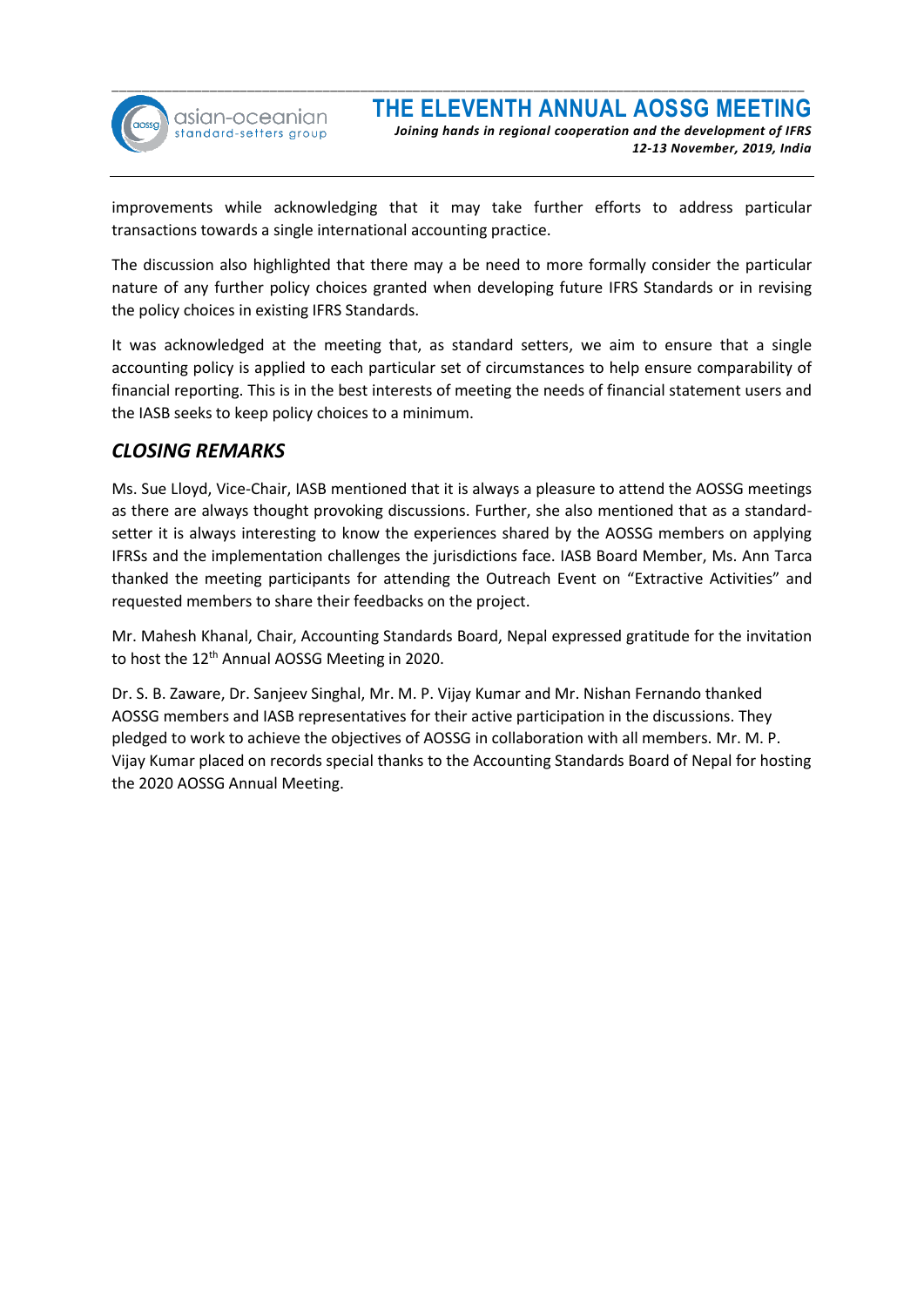improvements while acknowledging that it may take further efforts to address particular transactions towards a single international accounting practice.

The discussion also highlighted that there may a be need to more formally consider the particular nature of any further policy choices granted when developing future IFRS Standards or in revising the policy choices in existing IFRS Standards.

It was acknowledged at the meeting that, as standard setters, we aim to ensure that a single accounting policy is applied to each particular set of circumstances to help ensure comparability of financial reporting. This is in the best interests of meeting the needs of financial statement users and the IASB seeks to keep policy choices to a minimum.

## *CLOSING REMARKS*

Ms. Sue Lloyd, Vice-Chair, IASB mentioned that it is always a pleasure to attend the AOSSG meetings as there are always thought provoking discussions. Further, she also mentioned that as a standard-setter it is always interesting to know the experiences shared by the AOSSG members on applying IFRSs and the implementation challenges the jurisdictions face. IASB Board Member, Ms. Ann Tarca thanked the meeting participants for attending the Outreach Event on "Extractive Activities" and requested members to share their feedbacks on the project.

Mr. Mahesh Khanal, Chair, Accounting Standards Board, Nepal expressed gratitude for the invitation to host the 12th Annual AOSSG Meeting in 2020.

Dr. S. B. Zaware, Dr. Sanjeev Singhal, Mr. M. P. Vijay Kumar and Mr. Nishan Fernando thanked AOSSG members and IASB representatives for their active participation in the discussions. They pledged to work to achieve the objectives of AOSSG in collaboration with all members. Mr. M. P. Vijay Kumar placed on records special thanks to the Accounting Standards Board of Nepal for hosting the 2020 AOSSG Annual Meeting.